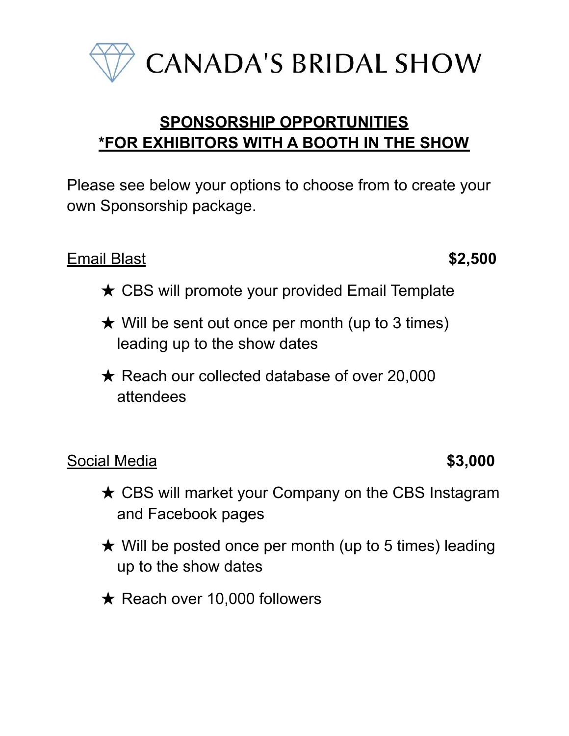# CANADA'S BRIDAL SHOW

## SPONSORSHIP OPPORTUNITIES
## *FOR EXHIBITORS WITH A BOOTH IN THE SHOW

Please see below your options to choose from to create your own Sponsorship package.

### Email Blast — **$2,500**

- ★ CBS will promote your provided Email Template
- ★ Will be sent out once per month (up to 3 times) leading up to the show dates
- ★ Reach our collected database of over 20,000 attendees

### Social Media — **$3,000**

- ★ CBS will market your Company on the CBS Instagram and Facebook pages
- ★ Will be posted once per month (up to 5 times) leading up to the show dates
- ★ Reach over 10,000 followers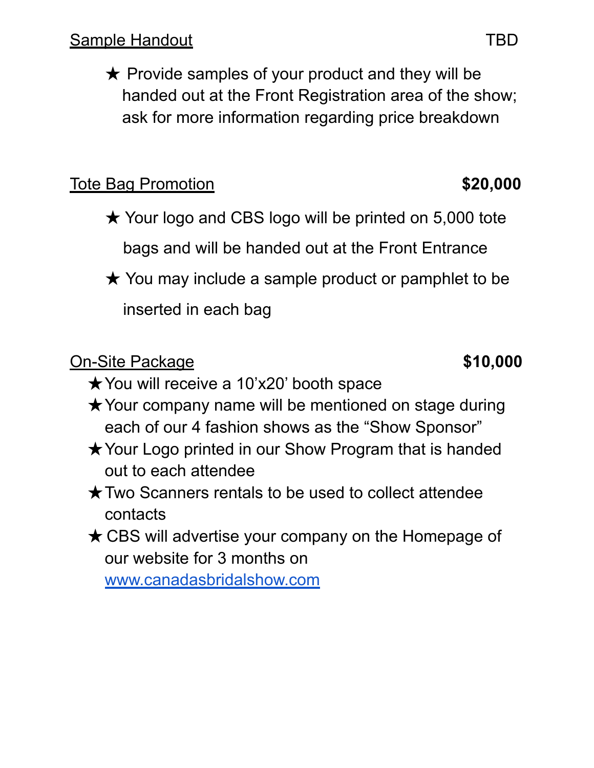Sample Handout TBD

★ Provide samples of your product and they will be handed out at the Front Registration area of the show; ask for more information regarding price breakdown

Tote Bag Promotion **$20,000**

★ Your logo and CBS logo will be printed on 5,000 tote bags and will be handed out at the Front Entrance

★ You may include a sample product or pamphlet to be inserted in each bag

On-Site Package **$10,000**

★You will receive a 10'x20' booth space

★Your company name will be mentioned on stage during each of our 4 fashion shows as the "Show Sponsor"

★Your Logo printed in our Show Program that is handed out to each attendee

★Two Scanners rentals to be used to collect attendee contacts

★ CBS will advertise your company on the Homepage of our website for 3 months on www.canadasbridalshow.com